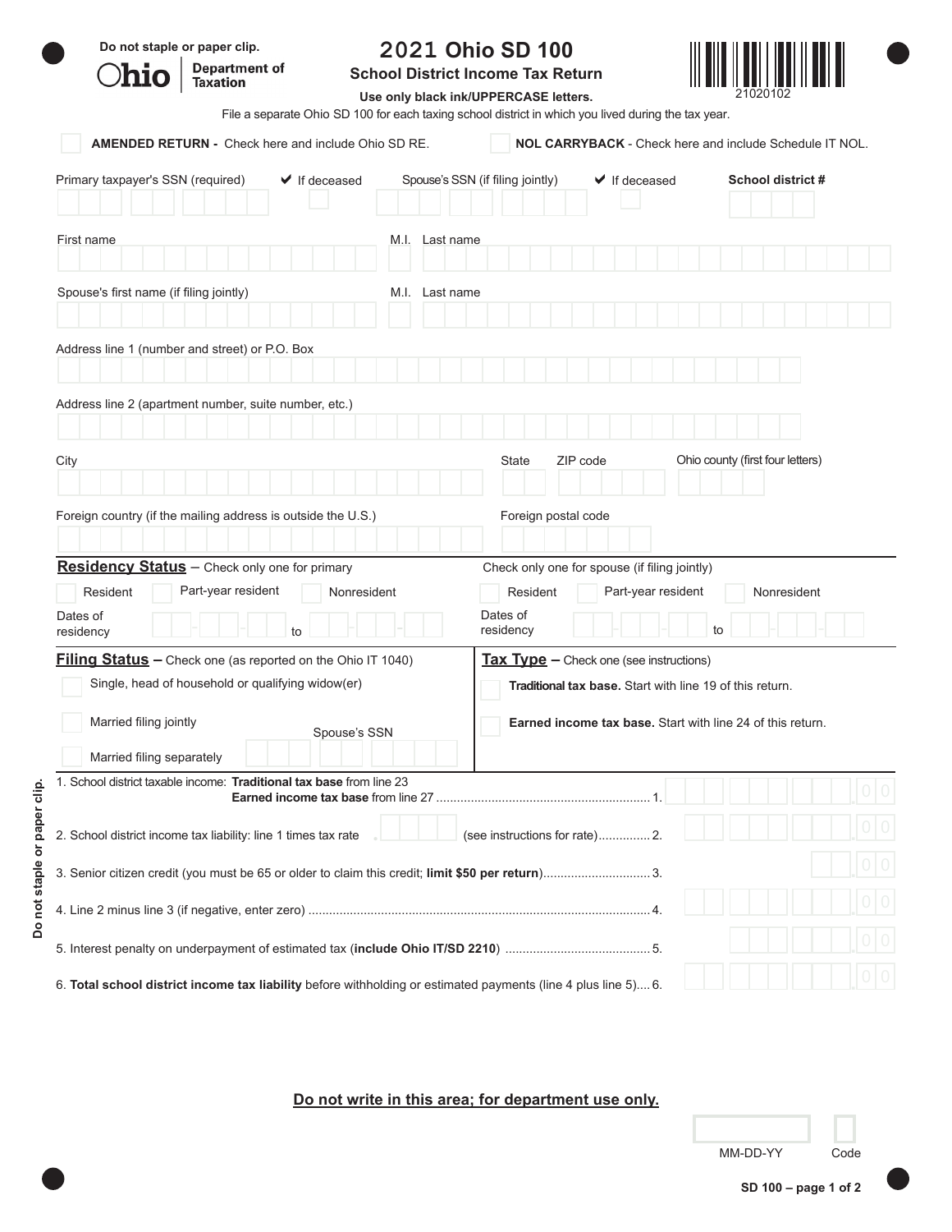Do not staple or paper clip.

Ohio | Department of Taxation

# 2021 Ohio SD 100

## School District Income Tax Return

**Use only black ink/UPPERCASE letters.**

21020102

File a separate Ohio SD 100 for each taxing school district in which you lived during the tax year.

☐ **AMENDED RETURN -** Check here and include Ohio SD RE.

☐ **NOL CARRYBACK** - Check here and include Schedule IT NOL.

Primary taxpayer's SSN (required) ✔ If deceased ☐

Spouse's SSN (if filing jointly) ✔ If deceased ☐

**School district #**

First name M.I. Last name

Spouse's first name (if filing jointly) M.I. Last name

Address line 1 (number and street) or P.O. Box

Address line 2 (apartment number, suite number, etc.)

City State ZIP code Ohio county (first four letters)

Foreign country (if the mailing address is outside the U.S.) Foreign postal code

**Residency Status** – Check only one for primary

☐ Resident ☐ Part-year resident ☐ Nonresident

Dates of residency \_\_-\_\_-\_\_ to \_\_-\_\_-\_\_

Check only one for spouse (if filing jointly)

☐ Resident ☐ Part-year resident ☐ Nonresident

Dates of residency \_\_-\_\_-\_\_ to \_\_-\_\_-\_\_

**Filing Status –** Check one (as reported on the Ohio IT 1040)

☐ Single, head of household or qualifying widow(er)

☐ Married filing jointly

☐ Married filing separately Spouse's SSN

**Tax Type –** Check one (see instructions)

☐ **Traditional tax base.** Start with line 19 of this return.

☐ **Earned income tax base.** Start with line 24 of this return.

1. School district taxable income: **Traditional tax base** from line 23 / **Earned income tax base** from line 27 ....... 1. .00
2. School district income tax liability: line 1 times tax rate . (see instructions for rate)....... 2. .00
3. Senior citizen credit (you must be 65 or older to claim this credit; **limit $50 per return**)....... 3. .00
4. Line 2 minus line 3 (if negative, enter zero) ....... 4. .00
5. Interest penalty on underpayment of estimated tax (**include Ohio IT/SD 2210**) ....... 5. .00
6. **Total school district income tax liability** before withholding or estimated payments (line 4 plus line 5).... 6. .00

Do not staple or paper clip.

**Do not write in this area; for department use only.**

MM-DD-YY Code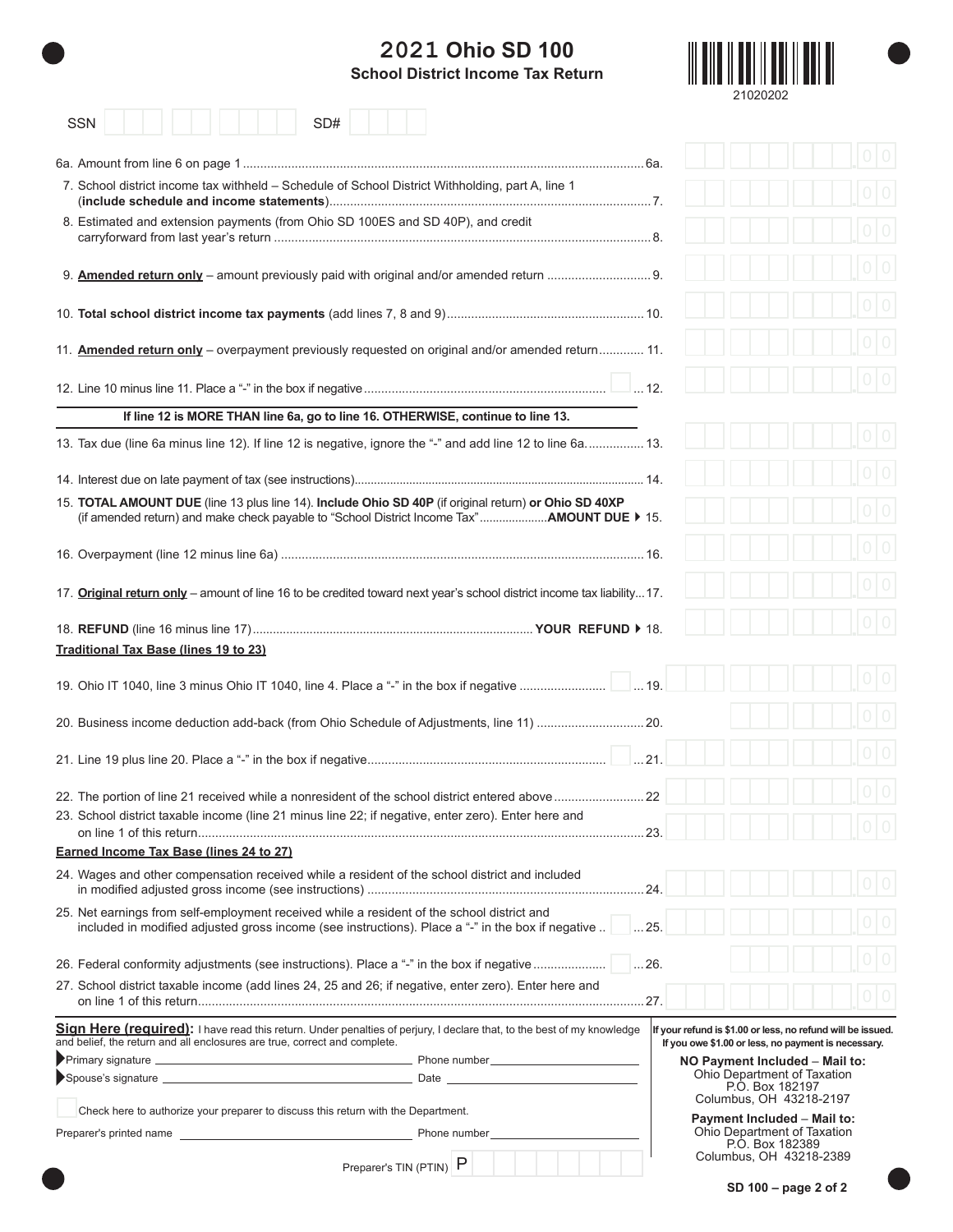# 2021 Ohio SD 100

## School District Income Tax Return

21020202

SSN ______ SD# ______

6a. Amount from line 6 on page 1 .......... 6a. ______ .00

7. School district income tax withheld – Schedule of School District Withholding, part A, line 1 (**include schedule and income statements**) .......... 7. ______ .00

8. Estimated and extension payments (from Ohio SD 100ES and SD 40P), and credit carryforward from last year's return .......... 8. ______ .00

9. **Amended return only** – amount previously paid with original and/or amended return .......... 9. ______ .00

10. **Total school district income tax payments** (add lines 7, 8 and 9) .......... 10. ______ .00

11. **Amended return only** – overpayment previously requested on original and/or amended return .......... 11. ______ .00

12. Line 10 minus line 11. Place a "-" in the box if negative .......... 12. ______ .00

**If line 12 is MORE THAN line 6a, go to line 16. OTHERWISE, continue to line 13.**

13. Tax due (line 6a minus line 12). If line 12 is negative, ignore the "-" and add line 12 to line 6a. .......... 13. ______ .00

14. Interest due on late payment of tax (see instructions) .......... 14. ______ .00

15. **TOTAL AMOUNT DUE** (line 13 plus line 14). **Include Ohio SD 40P** (if original return) **or Ohio SD 40XP** (if amended return) and make check payable to "School District Income Tax" .......... **AMOUNT DUE** ▶ 15. ______ .00

16. Overpayment (line 12 minus line 6a) .......... 16. ______ .00

17. **Original return only** – amount of line 16 to be credited toward next year's school district income tax liability... 17. ______ .00

18. **REFUND** (line 16 minus line 17) .......... **YOUR REFUND** ▶ 18. ______ .00

### Traditional Tax Base (lines 19 to 23)

19. Ohio IT 1040, line 3 minus Ohio IT 1040, line 4. Place a "-" in the box if negative .......... 19. ______ .00

20. Business income deduction add-back (from Ohio Schedule of Adjustments, line 11) .......... 20. ______ .00

21. Line 19 plus line 20. Place a "-" in the box if negative .......... 21. ______ .00

22. The portion of line 21 received while a nonresident of the school district entered above .......... 22 ______ .00

23. School district taxable income (line 21 minus line 22; if negative, enter zero). Enter here and on line 1 of this return .......... 23. ______ .00

### Earned Income Tax Base (lines 24 to 27)

24. Wages and other compensation received while a resident of the school district and included in modified adjusted gross income (see instructions) .......... 24. ______ .00

25. Net earnings from self-employment received while a resident of the school district and included in modified adjusted gross income (see instructions). Place a "-" in the box if negative .......... 25. ______ .00

26. Federal conformity adjustments (see instructions). Place a "-" in the box if negative .......... 26. ______ .00

27. School district taxable income (add lines 24, 25 and 26; if negative, enter zero). Enter here and on line 1 of this return .......... 27. ______ .00

**Sign Here (required):** I have read this return. Under penalties of perjury, I declare that, to the best of my knowledge and belief, the return and all enclosures are true, correct and complete.

▶Primary signature ______ Phone number ______

▶Spouse's signature ______ Date ______

☐ Check here to authorize your preparer to discuss this return with the Department.

Preparer's printed name ______ Phone number ______

Preparer's TIN (PTIN) P ______

**If your refund is $1.00 or less, no refund will be issued. If you owe $1.00 or less, no payment is necessary.**

**NO Payment Included – Mail to:**
Ohio Department of Taxation
P.O. Box 182197
Columbus, OH 43218-2197

**Payment Included – Mail to:**
Ohio Department of Taxation
P.O. Box 182389
Columbus, OH 43218-2389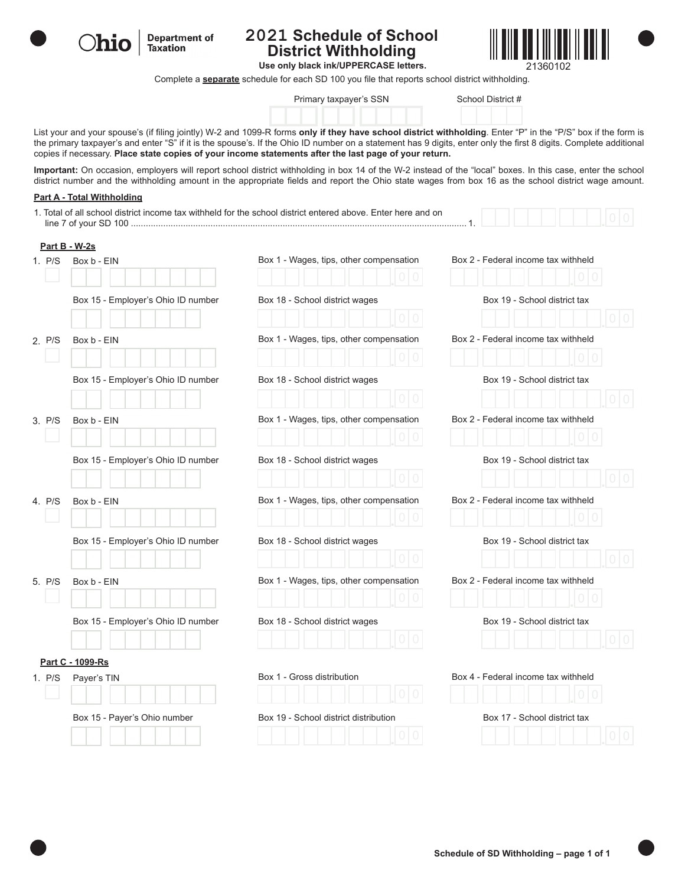# 2021 Schedule of School District Withholding

Ohio | Department of Taxation

**Use only black ink/UPPERCASE letters.**

21360102

Complete a **separate** schedule for each SD 100 you file that reports school district withholding.

Primary taxpayer's SSN

School District #

List your and your spouse's (if filing jointly) W-2 and 1099-R forms **only if they have school district withholding**. Enter "P" in the "P/S" box if the form is the primary taxpayer's and enter "S" if it is the spouse's. If the Ohio ID number on a statement has 9 digits, enter only the first 8 digits. Complete additional copies if necessary. **Place state copies of your income statements after the last page of your return.**

**Important:** On occasion, employers will report school district withholding in box 14 of the W-2 instead of the "local" boxes. In this case, enter the school district number and the withholding amount in the appropriate fields and report the Ohio state wages from box 16 as the school district wage amount.

## Part A - Total Withholding

1. Total of all school district income tax withheld for the school district entered above. Enter here and on line 7 of your SD 100 ....... 1. .00

## Part B - W-2s

1. P/S | Box b - EIN | Box 1 - Wages, tips, other compensation .00 | Box 2 - Federal income tax withheld .00

   Box 15 - Employer's Ohio ID number | Box 18 - School district wages .00 | Box 19 - School district tax .00

2. P/S | Box b - EIN | Box 1 - Wages, tips, other compensation .00 | Box 2 - Federal income tax withheld .00

   Box 15 - Employer's Ohio ID number | Box 18 - School district wages .00 | Box 19 - School district tax .00

3. P/S | Box b - EIN | Box 1 - Wages, tips, other compensation .00 | Box 2 - Federal income tax withheld .00

   Box 15 - Employer's Ohio ID number | Box 18 - School district wages .00 | Box 19 - School district tax .00

4. P/S | Box b - EIN | Box 1 - Wages, tips, other compensation .00 | Box 2 - Federal income tax withheld .00

   Box 15 - Employer's Ohio ID number | Box 18 - School district wages .00 | Box 19 - School district tax .00

5. P/S | Box b - EIN | Box 1 - Wages, tips, other compensation .00 | Box 2 - Federal income tax withheld .00

   Box 15 - Employer's Ohio ID number | Box 18 - School district wages .00 | Box 19 - School district tax .00

## Part C - 1099-Rs

1. P/S | Payer's TIN | Box 1 - Gross distribution .00 | Box 4 - Federal income tax withheld .00

   Box 15 - Payer's Ohio number | Box 19 - School district distribution .00 | Box 17 - School district tax .00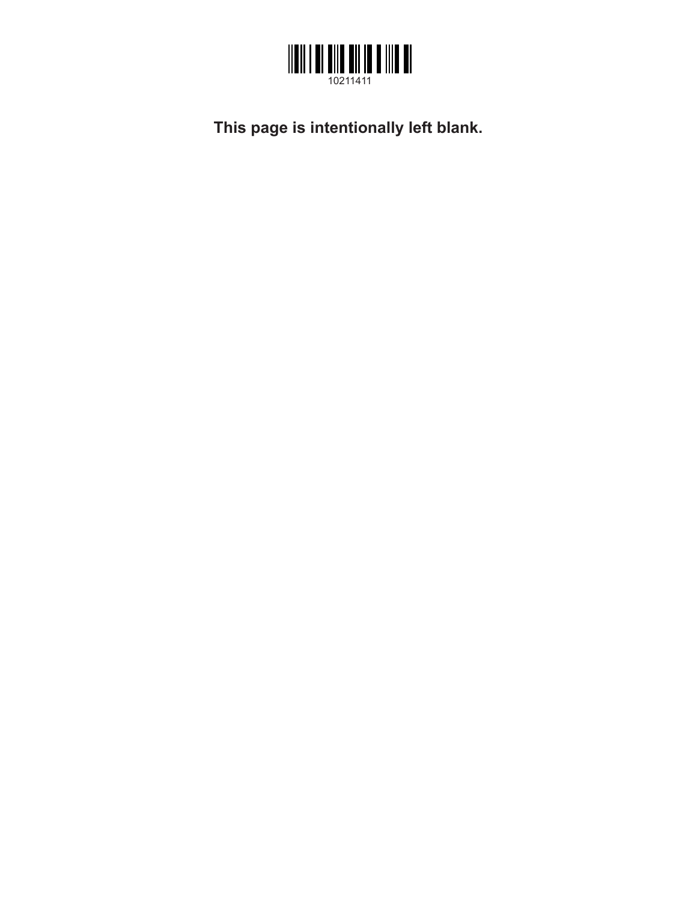10211411

**This page is intentionally left blank.**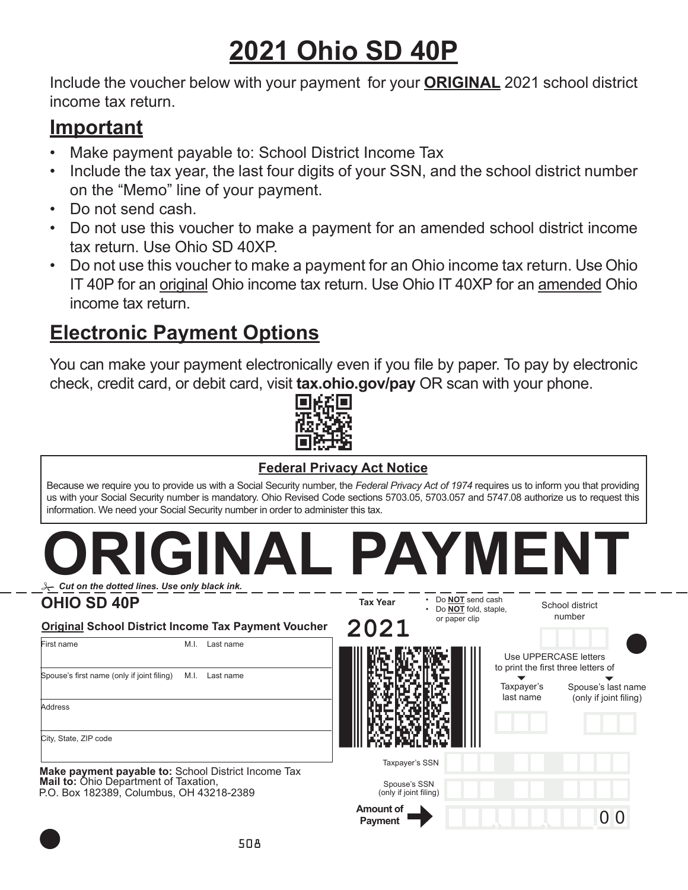# 2021 Ohio SD 40P

Include the voucher below with your payment for your **ORIGINAL** 2021 school district income tax return.

## Important

- Make payment payable to: School District Income Tax
- Include the tax year, the last four digits of your SSN, and the school district number on the "Memo" line of your payment.
- Do not send cash.
- Do not use this voucher to make a payment for an amended school district income tax return. Use Ohio SD 40XP.
- Do not use this voucher to make a payment for an Ohio income tax return. Use Ohio IT 40P for an original Ohio income tax return. Use Ohio IT 40XP for an amended Ohio income tax return.

## Electronic Payment Options

You can make your payment electronically even if you file by paper. To pay by electronic check, credit card, or debit card, visit **tax.ohio.gov/pay** OR scan with your phone.

**Federal Privacy Act Notice**

Because we require you to provide us with a Social Security number, the *Federal Privacy Act of 1974* requires us to inform you that providing us with your Social Security number is mandatory. Ohio Revised Code sections 5703.05, 5703.057 and 5747.08 authorize us to request this information. We need your Social Security number in order to administer this tax.

# ORIGINAL PAYMENT

*Cut on the dotted lines. Use only black ink.*

**OHIO SD 40P**

**Original School District Income Tax Payment Voucher**

Tax Year 2021

- Do **NOT** send cash
- Do **NOT** fold, staple, or paper clip

School district number

First name M.I. Last name

Spouse's first name (only if joint filing) M.I. Last name

Address

City, State, ZIP code

Use UPPERCASE letters to print the first three letters of

Taxpayer's last name

Spouse's last name (only if joint filing)

Taxpayer's SSN

Spouse's SSN (only if joint filing)

**Make payment payable to:** School District Income Tax
**Mail to:** Ohio Department of Taxation, P.O. Box 182389, Columbus, OH 43218-2389

**Amount of Payment** , , . 0 0

508